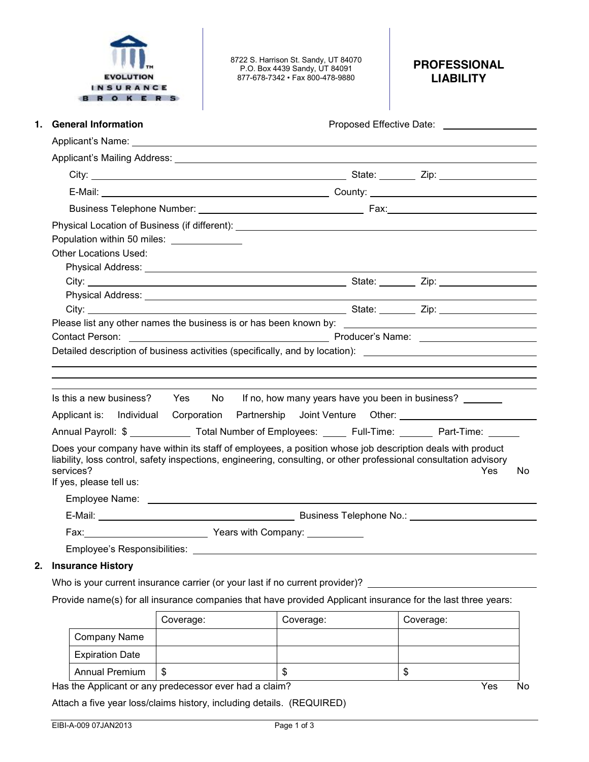EVOLUTION INSURANCE BROKERS

8722 S. Harrison St. Sandy, UT 84070
P.O. Box 4439 Sandy, UT 84091
877-678-7342 • Fax 800-478-9880

# PROFESSIONAL LIABILITY

## 1. General Information

Proposed Effective Date: ____________________

Applicant's Name: ____________________

Applicant's Mailing Address: ____________________

City: ____________________ State: ________ Zip: ____________________

E-Mail: ____________________ County: ____________________

Business Telephone Number: ____________________ Fax: ____________________

Physical Location of Business (if different): ____________________

Population within 50 miles: ____________

Other Locations Used:

Physical Address: ____________________

City: ____________________ State: ________ Zip: ____________________

Physical Address: ____________________

City: ____________________ State: ________ Zip: ____________________

Please list any other names the business is or has been known by: ____________________

Contact Person: ____________________ Producer's Name: ____________________

Detailed description of business activities (specifically, and by location): ____________________

____________________

____________________

Is this a new business? Yes No If no, how many years have you been in business? ________

Applicant is: Individual Corporation Partnership Joint Venture Other: ____________________

Annual Payroll: $ ____________ Total Number of Employees: ______ Full-Time: ________ Part-Time: ______

Does your company have within its staff of employees, a position whose job description deals with product liability, loss control, safety inspections, engineering, consulting, or other professional consultation advisory services? Yes No

If yes, please tell us:

Employee Name: ____________________

E-Mail: ____________________ Business Telephone No.: ____________________

Fax: ____________________ Years with Company: ____________

Employee's Responsibilities: ____________________

## 2. Insurance History

Who is your current insurance carrier (or your last if no current provider)? ____________________

Provide name(s) for all insurance companies that have provided Applicant insurance for the last three years:

| | Coverage: | Coverage: | Coverage: |
|---|---|---|---|
| Company Name | | | |
| Expiration Date | | | |
| Annual Premium | $ | $ | $ |

Has the Applicant or any predecessor ever had a claim? Yes No

Attach a five year loss/claims history, including details. (REQUIRED)

EIBI-A-009 07JAN2013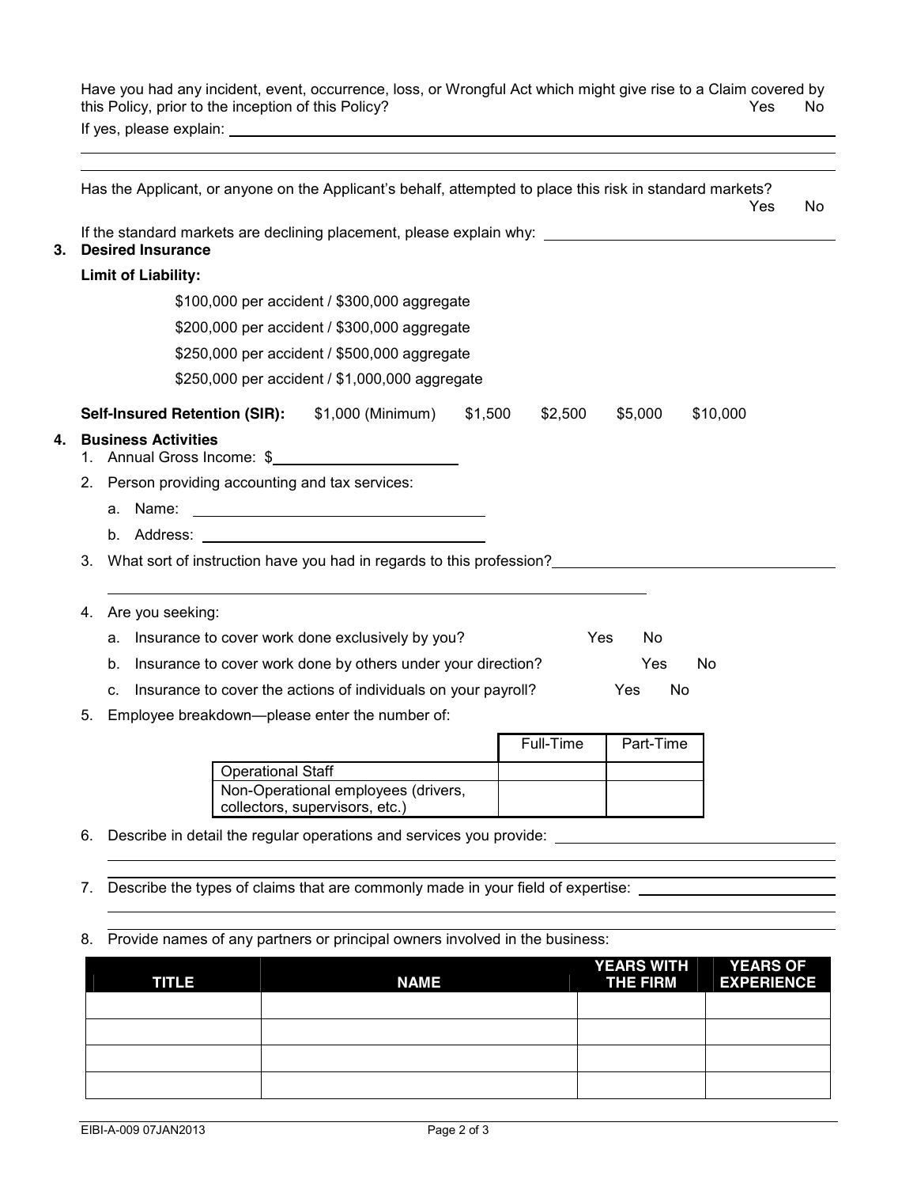Have you had any incident, event, occurrence, loss, or Wrongful Act which might give rise to a Claim covered by this Policy, prior to the inception of this Policy? Yes No

If yes, please explain: \_\_\_\_\_\_\_\_\_\_\_\_\_\_\_\_\_\_\_\_\_\_\_\_\_\_\_\_\_\_\_\_\_\_\_\_\_\_\_\_

Has the Applicant, or anyone on the Applicant's behalf, attempted to place this risk in standard markets? Yes No

If the standard markets are declining placement, please explain why: \_\_\_\_\_\_\_\_\_\_\_\_\_\_\_\_\_\_\_\_

## 3. Desired Insurance

**Limit of Liability:**

- $100,000 per accident / $300,000 aggregate
- $200,000 per accident / $300,000 aggregate
- $250,000 per accident / $500,000 aggregate
- $250,000 per accident / $1,000,000 aggregate

**Self-Insured Retention (SIR):** $1,000 (Minimum) $1,500 $2,500 $5,000 $10,000

## 4. Business Activities

1. Annual Gross Income: $\_\_\_\_\_\_\_\_\_\_\_\_\_\_\_\_\_\_\_\_
2. Person providing accounting and tax services:
   a. Name: \_\_\_\_\_\_\_\_\_\_\_\_\_\_\_\_\_\_\_\_\_\_\_\_\_\_\_\_
   b. Address: \_\_\_\_\_\_\_\_\_\_\_\_\_\_\_\_\_\_\_\_\_\_\_\_\_\_\_\_
3. What sort of instruction have you had in regards to this profession? \_\_\_\_\_\_\_\_\_\_\_\_\_\_\_\_\_\_\_\_
4. Are you seeking:
   a. Insurance to cover work done exclusively by you? Yes No
   b. Insurance to cover work done by others under your direction? Yes No
   c. Insurance to cover the actions of individuals on your payroll? Yes No
5. Employee breakdown—please enter the number of:

| | Full-Time | Part-Time |
|---|---|---|
| Operational Staff | | |
| Non-Operational employees (drivers, collectors, supervisors, etc.) | | |

6. Describe in detail the regular operations and services you provide: \_\_\_\_\_\_\_\_\_\_\_\_\_\_\_\_\_\_\_\_
7. Describe the types of claims that are commonly made in your field of expertise: \_\_\_\_\_\_\_\_\_\_\_\_\_\_\_\_\_\_\_\_
8. Provide names of any partners or principal owners involved in the business:

| TITLE | NAME | YEARS WITH THE FIRM | YEARS OF EXPERIENCE |
|---|---|---|---|
| | | | |
| | | | |
| | | | |
| | | | |

EIBI-A-009 07JAN2013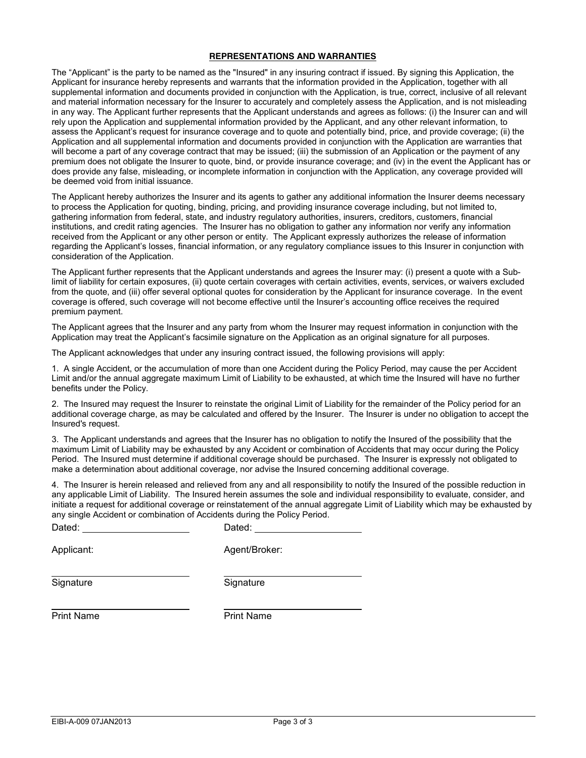## REPRESENTATIONS AND WARRANTIES

The "Applicant" is the party to be named as the "Insured" in any insuring contract if issued. By signing this Application, the Applicant for insurance hereby represents and warrants that the information provided in the Application, together with all supplemental information and documents provided in conjunction with the Application, is true, correct, inclusive of all relevant and material information necessary for the Insurer to accurately and completely assess the Application, and is not misleading in any way. The Applicant further represents that the Applicant understands and agrees as follows: (i) the Insurer can and will rely upon the Application and supplemental information provided by the Applicant, and any other relevant information, to assess the Applicant's request for insurance coverage and to quote and potentially bind, price, and provide coverage; (ii) the Application and all supplemental information and documents provided in conjunction with the Application are warranties that will become a part of any coverage contract that may be issued; (iii) the submission of an Application or the payment of any premium does not obligate the Insurer to quote, bind, or provide insurance coverage; and (iv) in the event the Applicant has or does provide any false, misleading, or incomplete information in conjunction with the Application, any coverage provided will be deemed void from initial issuance.

The Applicant hereby authorizes the Insurer and its agents to gather any additional information the Insurer deems necessary to process the Application for quoting, binding, pricing, and providing insurance coverage including, but not limited to, gathering information from federal, state, and industry regulatory authorities, insurers, creditors, customers, financial institutions, and credit rating agencies. The Insurer has no obligation to gather any information nor verify any information received from the Applicant or any other person or entity. The Applicant expressly authorizes the release of information regarding the Applicant's losses, financial information, or any regulatory compliance issues to this Insurer in conjunction with consideration of the Application.

The Applicant further represents that the Applicant understands and agrees the Insurer may: (i) present a quote with a Sub-limit of liability for certain exposures, (ii) quote certain coverages with certain activities, events, services, or waivers excluded from the quote, and (iii) offer several optional quotes for consideration by the Applicant for insurance coverage. In the event coverage is offered, such coverage will not become effective until the Insurer's accounting office receives the required premium payment.

The Applicant agrees that the Insurer and any party from whom the Insurer may request information in conjunction with the Application may treat the Applicant's facsimile signature on the Application as an original signature for all purposes.

The Applicant acknowledges that under any insuring contract issued, the following provisions will apply:

1. A single Accident, or the accumulation of more than one Accident during the Policy Period, may cause the per Accident Limit and/or the annual aggregate maximum Limit of Liability to be exhausted, at which time the Insured will have no further benefits under the Policy.

2. The Insured may request the Insurer to reinstate the original Limit of Liability for the remainder of the Policy period for an additional coverage charge, as may be calculated and offered by the Insurer. The Insurer is under no obligation to accept the Insured's request.

3. The Applicant understands and agrees that the Insurer has no obligation to notify the Insured of the possibility that the maximum Limit of Liability may be exhausted by any Accident or combination of Accidents that may occur during the Policy Period. The Insured must determine if additional coverage should be purchased. The Insurer is expressly not obligated to make a determination about additional coverage, nor advise the Insured concerning additional coverage.

4. The Insurer is herein released and relieved from any and all responsibility to notify the Insured of the possible reduction in any applicable Limit of Liability. The Insured herein assumes the sole and individual responsibility to evaluate, consider, and initiate a request for additional coverage or reinstatement of the annual aggregate Limit of Liability which may be exhausted by any single Accident or combination of Accidents during the Policy Period.

| | |
|---|---|
| Dated: ____________________ | Dated: ____________________ |
| Applicant: | Agent/Broker: |
| ____________________ | ____________________ |
| Signature | Signature |
| ____________________ | ____________________ |
| Print Name | Print Name |

EIBI-A-009 07JAN2013